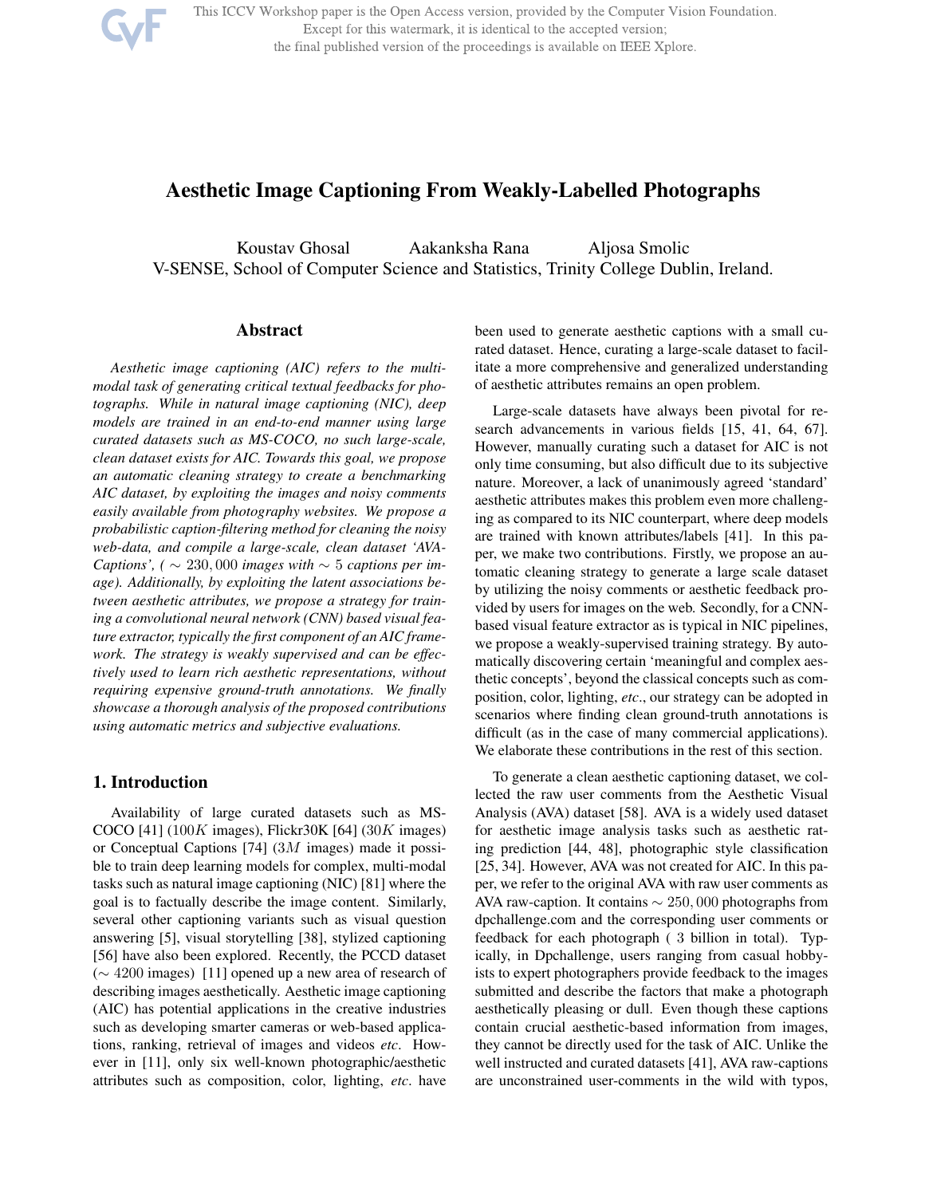# Aesthetic Image Captioning From Weakly-Labelled Photographs

Koustav Ghosal   Aakanksha Rana   Aljosa Smolic

V-SENSE, School of Computer Science and Statistics, Trinity College Dublin, Ireland.

## Abstract

*Aesthetic image captioning (AIC) refers to the multi-modal task of generating critical textual feedbacks for photographs. While in natural image captioning (NIC), deep models are trained in an end-to-end manner using large curated datasets such as MS-COCO, no such large-scale, clean dataset exists for AIC. Towards this goal, we propose an automatic cleaning strategy to create a benchmarking AIC dataset, by exploiting the images and noisy comments easily available from photography websites. We propose a probabilistic caption-filtering method for cleaning the noisy web-data, and compile a large-scale, clean dataset 'AVA-Captions', ( $\sim 230,000$ images with $\sim 5$ captions per image). Additionally, by exploiting the latent associations between aesthetic attributes, we propose a strategy for training a convolutional neural network (CNN) based visual feature extractor, typically the first component of an AIC framework. The strategy is weakly supervised and can be effectively used to learn rich aesthetic representations, without requiring expensive ground-truth annotations. We finally showcase a thorough analysis of the proposed contributions using automatic metrics and subjective evaluations.*

## 1. Introduction

Availability of large curated datasets such as MS-COCO [41] ($100K$ images), Flickr30K [64] ($30K$ images) or Conceptual Captions [74] ($3M$ images) made it possible to train deep learning models for complex, multi-modal tasks such as natural image captioning (NIC) [81] where the goal is to factually describe the image content. Similarly, several other captioning variants such as visual question answering [5], visual storytelling [38], stylized captioning [56] have also been explored. Recently, the PCCD dataset ($\sim 4200$ images) [11] opened up a new area of research of describing images aesthetically. Aesthetic image captioning (AIC) has potential applications in the creative industries such as developing smarter cameras or web-based applications, ranking, retrieval of images and videos *etc*. However in [11], only six well-known photographic/aesthetic attributes such as composition, color, lighting, *etc*. have been used to generate aesthetic captions with a small curated dataset. Hence, curating a large-scale dataset to facilitate a more comprehensive and generalized understanding of aesthetic attributes remains an open problem.

Large-scale datasets have always been pivotal for research advancements in various fields [15, 41, 64, 67]. However, manually curating such a dataset for AIC is not only time consuming, but also difficult due to its subjective nature. Moreover, a lack of unanimously agreed 'standard' aesthetic attributes makes this problem even more challenging as compared to its NIC counterpart, where deep models are trained with known attributes/labels [41]. In this paper, we make two contributions. Firstly, we propose an automatic cleaning strategy to generate a large scale dataset by utilizing the noisy comments or aesthetic feedback provided by users for images on the web. Secondly, for a CNN-based visual feature extractor as is typical in NIC pipelines, we propose a weakly-supervised training strategy. By automatically discovering certain 'meaningful and complex aesthetic concepts', beyond the classical concepts such as composition, color, lighting, *etc*., our strategy can be adopted in scenarios where finding clean ground-truth annotations is difficult (as in the case of many commercial applications). We elaborate these contributions in the rest of this section.

To generate a clean aesthetic captioning dataset, we collected the raw user comments from the Aesthetic Visual Analysis (AVA) dataset [58]. AVA is a widely used dataset for aesthetic image analysis tasks such as aesthetic rating prediction [44, 48], photographic style classification [25, 34]. However, AVA was not created for AIC. In this paper, we refer to the original AVA with raw user comments as AVA raw-caption. It contains $\sim 250,000$ photographs from dpchallenge.com and the corresponding user comments or feedback for each photograph ( 3 billion in total). Typically, in Dpchallenge, users ranging from casual hobbyists to expert photographers provide feedback to the images submitted and describe the factors that make a photograph aesthetically pleasing or dull. Even though these captions contain crucial aesthetic-based information from images, they cannot be directly used for the task of AIC. Unlike the well instructed and curated datasets [41], AVA raw-captions are unconstrained user-comments in the wild with typos,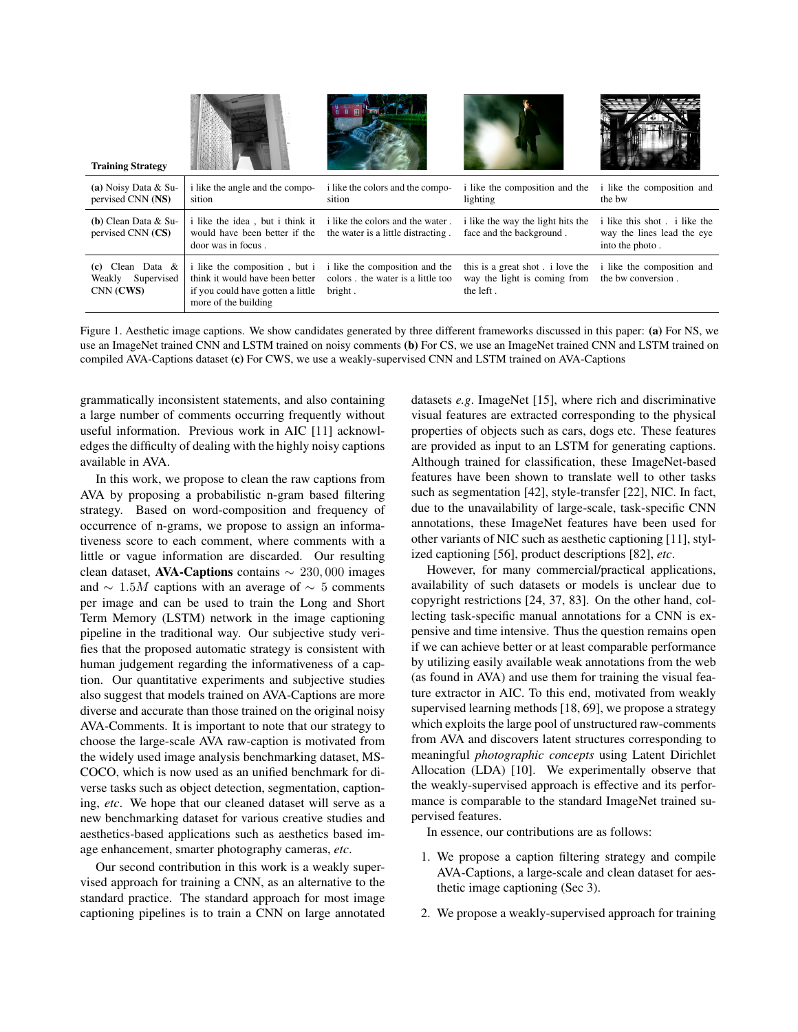| Training Strategy | | | | |
|---|---|---|---|---|
| **(a)** Noisy Data & Supervised CNN (**NS**) | i like the angle and the composition | i like the colors and the composition | i like the composition and the lighting | i like the composition and the bw |
| **(b)** Clean Data & Supervised CNN (**CS**) | i like the idea , but i think it would have been better if the door was in focus . | i like the colors and the water . the water is a little distracting . | i like the way the light hits the face and the background . | i like this shot . i like the way the lines lead the eye into the photo . |
| **(c)** Clean Data & Weakly Supervised CNN (**CWS**) | i like the composition , but i think it would have been better if you could have gotten a little more of the building | i like the composition and the colors . the water is a little too bright . | this is a great shot . i love the way the light is coming from the left . | i like the composition and the bw conversion . |

Figure 1. Aesthetic image captions. We show candidates generated by three different frameworks discussed in this paper: **(a)** For NS, we use an ImageNet trained CNN and LSTM trained on noisy comments **(b)** For CS, we use an ImageNet trained CNN and LSTM trained on compiled AVA-Captions dataset **(c)** For CWS, we use a weakly-supervised CNN and LSTM trained on AVA-Captions

grammatically inconsistent statements, and also containing a large number of comments occurring frequently without useful information. Previous work in AIC [11] acknowledges the difficulty of dealing with the highly noisy captions available in AVA.

In this work, we propose to clean the raw captions from AVA by proposing a probabilistic n-gram based filtering strategy. Based on word-composition and frequency of occurrence of n-grams, we propose to assign an informativeness score to each comment, where comments with a little or vague information are discarded. Our resulting clean dataset, **AVA-Captions** contains $\sim 230,000$ images and $\sim 1.5M$ captions with an average of $\sim 5$ comments per image and can be used to train the Long and Short Term Memory (LSTM) network in the image captioning pipeline in the traditional way. Our subjective study verifies that the proposed automatic strategy is consistent with human judgement regarding the informativeness of a caption. Our quantitative experiments and subjective studies also suggest that models trained on AVA-Captions are more diverse and accurate than those trained on the original noisy AVA-Comments. It is important to note that our strategy to choose the large-scale AVA raw-caption is motivated from the widely used image analysis benchmarking dataset, MS-COCO, which is now used as an unified benchmark for diverse tasks such as object detection, segmentation, captioning, *etc*. We hope that our cleaned dataset will serve as a new benchmarking dataset for various creative studies and aesthetics-based applications such as aesthetics based image enhancement, smarter photography cameras, *etc*.

Our second contribution in this work is a weakly supervised approach for training a CNN, as an alternative to the standard practice. The standard approach for most image captioning pipelines is to train a CNN on large annotated datasets *e.g*. ImageNet [15], where rich and discriminative visual features are extracted corresponding to the physical properties of objects such as cars, dogs etc. These features are provided as input to an LSTM for generating captions. Although trained for classification, these ImageNet-based features have been shown to translate well to other tasks such as segmentation [42], style-transfer [22], NIC. In fact, due to the unavailability of large-scale, task-specific CNN annotations, these ImageNet features have been used for other variants of NIC such as aesthetic captioning [11], stylized captioning [56], product descriptions [82], *etc*.

However, for many commercial/practical applications, availability of such datasets or models is unclear due to copyright restrictions [24, 37, 83]. On the other hand, collecting task-specific manual annotations for a CNN is expensive and time intensive. Thus the question remains open if we can achieve better or at least comparable performance by utilizing easily available weak annotations from the web (as found in AVA) and use them for training the visual feature extractor in AIC. To this end, motivated from weakly supervised learning methods [18, 69], we propose a strategy which exploits the large pool of unstructured raw-comments from AVA and discovers latent structures corresponding to meaningful *photographic concepts* using Latent Dirichlet Allocation (LDA) [10]. We experimentally observe that the weakly-supervised approach is effective and its performance is comparable to the standard ImageNet trained supervised features.

In essence, our contributions are as follows:

1. We propose a caption filtering strategy and compile AVA-Captions, a large-scale and clean dataset for aesthetic image captioning (Sec 3).

2. We propose a weakly-supervised approach for training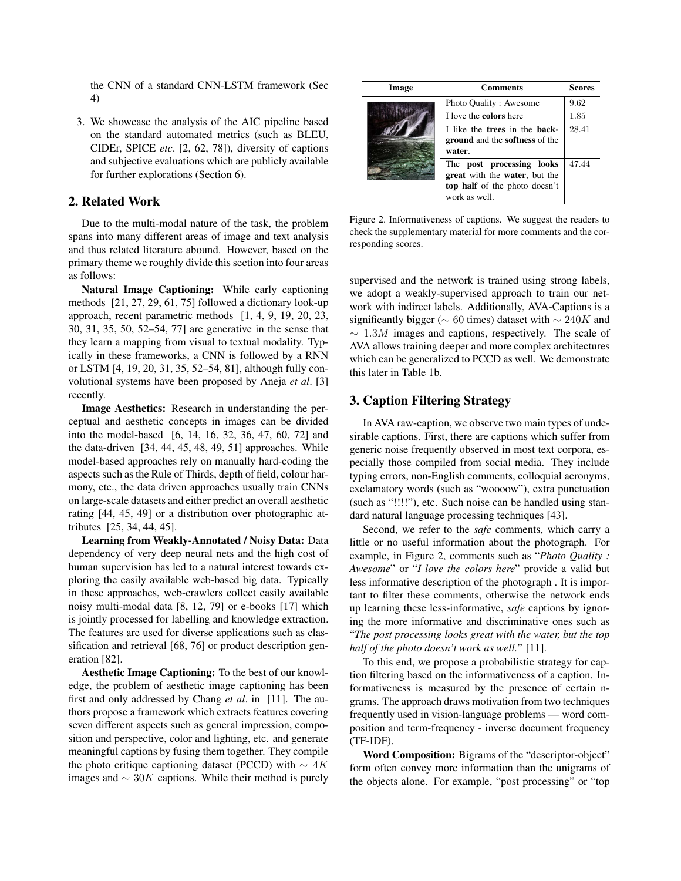the CNN of a standard CNN-LSTM framework (Sec 4)

3. We showcase the analysis of the AIC pipeline based on the standard automated metrics (such as BLEU, CIDEr, SPICE *etc*. [2, 62, 78]), diversity of captions and subjective evaluations which are publicly available for further explorations (Section 6).

## 2. Related Work

Due to the multi-modal nature of the task, the problem spans into many different areas of image and text analysis and thus related literature abound. However, based on the primary theme we roughly divide this section into four areas as follows:

**Natural Image Captioning:** While early captioning methods [21, 27, 29, 61, 75] followed a dictionary look-up approach, recent parametric methods [1, 4, 9, 19, 20, 23, 30, 31, 35, 50, 52–54, 77] are generative in the sense that they learn a mapping from visual to textual modality. Typically in these frameworks, a CNN is followed by a RNN or LSTM [4, 19, 20, 31, 35, 52–54, 81], although fully convolutional systems have been proposed by Aneja *et al*. [3] recently.

**Image Aesthetics:** Research in understanding the perceptual and aesthetic concepts in images can be divided into the model-based [6, 14, 16, 32, 36, 47, 60, 72] and the data-driven [34, 44, 45, 48, 49, 51] approaches. While model-based approaches rely on manually hard-coding the aspects such as the Rule of Thirds, depth of field, colour harmony, etc., the data driven approaches usually train CNNs on large-scale datasets and either predict an overall aesthetic rating [44, 45, 49] or a distribution over photographic attributes [25, 34, 44, 45].

**Learning from Weakly-Annotated / Noisy Data:** Data dependency of very deep neural nets and the high cost of human supervision has led to a natural interest towards exploring the easily available web-based big data. Typically in these approaches, web-crawlers collect easily available noisy multi-modal data [8, 12, 79] or e-books [17] which is jointly processed for labelling and knowledge extraction. The features are used for diverse applications such as classification and retrieval [68, 76] or product description generation [82].

**Aesthetic Image Captioning:** To the best of our knowledge, the problem of aesthetic image captioning has been first and only addressed by Chang *et al*. in [11]. The authors propose a framework which extracts features covering seven different aspects such as general impression, composition and perspective, color and lighting, etc. and generate meaningful captions by fusing them together. They compile the photo critique captioning dataset (PCCD) with $\sim 4K$ images and $\sim 30K$ captions. While their method is purely supervised and the network is trained using strong labels, we adopt a weakly-supervised approach to train our network with indirect labels. Additionally, AVA-Captions is a significantly bigger ($\sim 60$ times) dataset with $\sim 240K$ and $\sim 1.3M$ images and captions, respectively. The scale of AVA allows training deeper and more complex architectures which can be generalized to PCCD as well. We demonstrate this later in Table 1b.

| Image | Comments | Scores |
|---|---|---|
| | Photo Quality : Awesome | 9.62 |
| | I love the **colors** here | 1.85 |
| | I like the **trees** in the **background** and the **softness** of the **water**. | 28.41 |
| | The **post processing looks great** with the **water**, but the **top half** of the photo doesn't work as well. | 47.44 |

Figure 2. Informativeness of captions. We suggest the readers to check the supplementary material for more comments and the corresponding scores.

## 3. Caption Filtering Strategy

In AVA raw-caption, we observe two main types of undesirable captions. First, there are captions which suffer from generic noise frequently observed in most text corpora, especially those compiled from social media. They include typing errors, non-English comments, colloquial acronyms, exclamatory words (such as "woooow"), extra punctuation (such as "!!!!"), etc. Such noise can be handled using standard natural language processing techniques [43].

Second, we refer to the *safe* comments, which carry a little or no useful information about the photograph. For example, in Figure 2, comments such as "*Photo Quality : Awesome*" or "*I love the colors here*" provide a valid but less informative description of the photograph . It is important to filter these comments, otherwise the network ends up learning these less-informative, *safe* captions by ignoring the more informative and discriminative ones such as "*The post processing looks great with the water, but the top half of the photo doesn't work as well.*" [11].

To this end, we propose a probabilistic strategy for caption filtering based on the informativeness of a caption. Informativeness is measured by the presence of certain n-grams. The approach draws motivation from two techniques frequently used in vision-language problems — word composition and term-frequency - inverse document frequency (TF-IDF).

**Word Composition:** Bigrams of the "descriptor-object" form often convey more information than the unigrams of the objects alone. For example, "post processing" or "top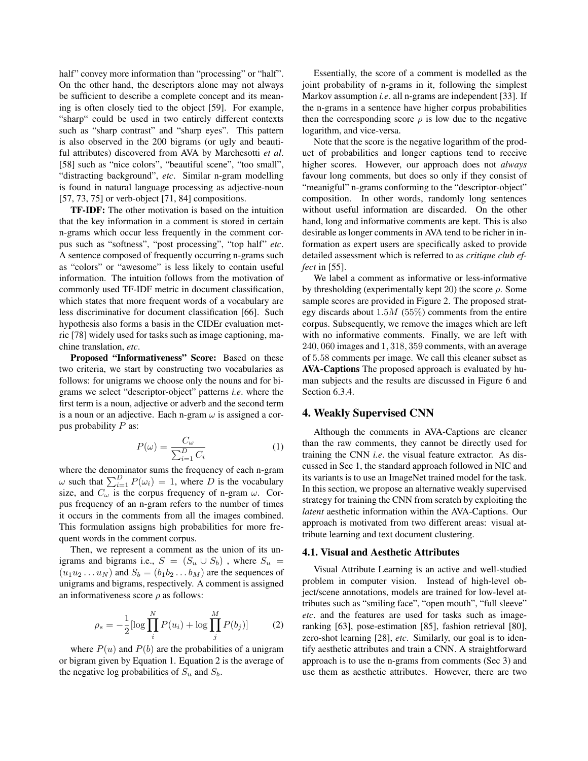half" convey more information than "processing" or "half". On the other hand, the descriptors alone may not always be sufficient to describe a complete concept and its meaning is often closely tied to the object [59]. For example, "sharp" could be used in two entirely different contexts such as "sharp contrast" and "sharp eyes". This pattern is also observed in the 200 bigrams (or ugly and beautiful attributes) discovered from AVA by Marchesotti *et al*. [58] such as "nice colors", "beautiful scene", "too small", "distracting background", *etc*. Similar n-gram modelling is found in natural language processing as adjective-noun [57, 73, 75] or verb-object [71, 84] compositions.

**TF-IDF:** The other motivation is based on the intuition that the key information in a comment is stored in certain n-grams which occur less frequently in the comment corpus such as "softness", "post processing", "top half" *etc*. A sentence composed of frequently occurring n-grams such as "colors" or "awesome" is less likely to contain useful information. The intuition follows from the motivation of commonly used TF-IDF metric in document classification, which states that more frequent words of a vocabulary are less discriminative for document classification [66]. Such hypothesis also forms a basis in the CIDEr evaluation metric [78] widely used for tasks such as image captioning, machine translation, *etc*.

**Proposed "Informativeness" Score:** Based on these two criteria, we start by constructing two vocabularies as follows: for unigrams we choose only the nouns and for bigrams we select "descriptor-object" patterns *i.e*. where the first term is a noun, adjective or adverb and the second term is a noun or an adjective. Each n-gram $\omega$ is assigned a corpus probability $P$ as:

$$P(\omega) = \frac{C_\omega}{\sum_{i=1}^{D} C_i} \tag{1}$$

where the denominator sums the frequency of each n-gram $\omega$ such that $\sum_{i=1}^{D} P(\omega_i) = 1$, where $D$ is the vocabulary size, and $C_\omega$ is the corpus frequency of n-gram $\omega$. Corpus frequency of an n-gram refers to the number of times it occurs in the comments from all the images combined. This formulation assigns high probabilities for more frequent words in the comment corpus.

Then, we represent a comment as the union of its unigrams and bigrams i.e., $S = (S_u \cup S_b)$ , where $S_u = (u_1 u_2 \ldots u_N)$ and $S_b = (b_1 b_2 \ldots b_M)$ are the sequences of unigrams and bigrams, respectively. A comment is assigned an informativeness score $\rho$ as follows:

$$\rho_s = -\frac{1}{2}[\log \prod_{i}^{N} P(u_i) + \log \prod_{j}^{M} P(b_j)] \tag{2}$$

where $P(u)$ and $P(b)$ are the probabilities of a unigram or bigram given by Equation 1. Equation 2 is the average of the negative log probabilities of $S_u$ and $S_b$.

Essentially, the score of a comment is modelled as the joint probability of n-grams in it, following the simplest Markov assumption *i.e*. all n-grams are independent [33]. If the n-grams in a sentence have higher corpus probabilities then the corresponding score $\rho$ is low due to the negative logarithm, and vice-versa.

Note that the score is the negative logarithm of the product of probabilities and longer captions tend to receive higher scores. However, our approach does not *always* favour long comments, but does so only if they consist of "meanigful" n-grams conforming to the "descriptor-object" composition. In other words, randomly long sentences without useful information are discarded. On the other hand, long and informative comments are kept. This is also desirable as longer comments in AVA tend to be richer in information as expert users are specifically asked to provide detailed assessment which is referred to as *critique club effect* in [55].

We label a comment as informative or less-informative by thresholding (experimentally kept 20) the score $\rho$. Some sample scores are provided in Figure 2. The proposed strategy discards about $1.5M$ ($55\%$) comments from the entire corpus. Subsequently, we remove the images which are left with no informative comments. Finally, we are left with $240,060$ images and $1,318,359$ comments, with an average of $5.58$ comments per image. We call this cleaner subset as **AVA-Captions** The proposed approach is evaluated by human subjects and the results are discussed in Figure 6 and Section 6.3.4.

## 4. Weakly Supervised CNN

Although the comments in AVA-Captions are cleaner than the raw comments, they cannot be directly used for training the CNN *i.e*. the visual feature extractor. As discussed in Sec 1, the standard approach followed in NIC and its variants is to use an ImageNet trained model for the task. In this section, we propose an alternative weakly supervised strategy for training the CNN from scratch by exploiting the *latent* aesthetic information within the AVA-Captions. Our approach is motivated from two different areas: visual attribute learning and text document clustering.

### 4.1. Visual and Aesthetic Attributes

Visual Attribute Learning is an active and well-studied problem in computer vision. Instead of high-level object/scene annotations, models are trained for low-level attributes such as "smiling face", "open mouth", "full sleeve" *etc*. and the features are used for tasks such as image-ranking [63], pose-estimation [85], fashion retrieval [80], zero-shot learning [28], *etc*. Similarly, our goal is to identify aesthetic attributes and train a CNN. A straightforward approach is to use the n-grams from comments (Sec 3) and use them as aesthetic attributes. However, there are two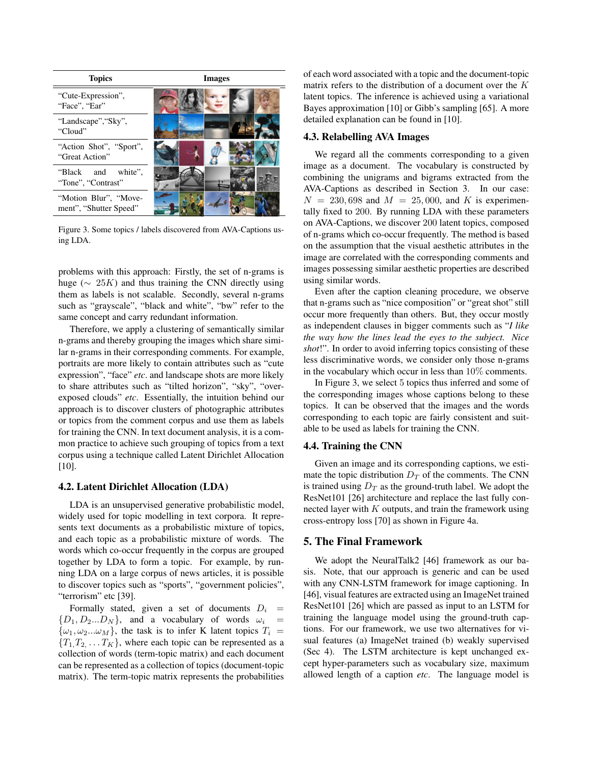| Topics | Images |
|---|---|
| “Cute-Expression”, “Face”, “Ear” | |
| “Landscape”,“Sky”, “Cloud” | |
| “Action Shot”, “Sport”, “Great Action” | |
| “Black and white”, “Tone”, “Contrast” | |
| “Motion Blur”, “Movement”, “Shutter Speed” | |

Figure 3. Some topics / labels discovered from AVA-Captions using LDA.

problems with this approach: Firstly, the set of n-grams is huge ($\sim 25K$) and thus training the CNN directly using them as labels is not scalable. Secondly, several n-grams such as “grayscale”, “black and white”, “bw” refer to the same concept and carry redundant information.

Therefore, we apply a clustering of semantically similar n-grams and thereby grouping the images which share similar n-grams in their corresponding comments. For example, portraits are more likely to contain attributes such as “cute expression”, “face” *etc*. and landscape shots are more likely to share attributes such as “tilted horizon”, “sky”, “overexposed clouds” *etc*. Essentially, the intuition behind our approach is to discover clusters of photographic attributes or topics from the comment corpus and use them as labels for training the CNN. In text document analysis, it is a common practice to achieve such grouping of topics from a text corpus using a technique called Latent Dirichlet Allocation [10].

### 4.2. Latent Dirichlet Allocation (LDA)

LDA is an unsupervised generative probabilistic model, widely used for topic modelling in text corpora. It represents text documents as a probabilistic mixture of topics, and each topic as a probabilistic mixture of words. The words which co-occur frequently in the corpus are grouped together by LDA to form a topic. For example, by running LDA on a large corpus of news articles, it is possible to discover topics such as “sports”, “government policies”, “terrorism” etc [39].

Formally stated, given a set of documents $D_i = \{D_1, D_2 ... D_N\}$, and a vocabulary of words $\omega_i = \{\omega_1, \omega_2 ... \omega_M\}$, the task is to infer K latent topics $T_i = \{T_1, T_2, \dots T_K\}$, where each topic can be represented as a collection of words (term-topic matrix) and each document can be represented as a collection of topics (document-topic matrix). The term-topic matrix represents the probabilities of each word associated with a topic and the document-topic matrix refers to the distribution of a document over the $K$ latent topics. The inference is achieved using a variational Bayes approximation [10] or Gibb’s sampling [65]. A more detailed explanation can be found in [10].

### 4.3. Relabelling AVA Images

We regard all the comments corresponding to a given image as a document. The vocabulary is constructed by combining the unigrams and bigrams extracted from the AVA-Captions as described in Section 3. In our case: $N = 230,698$ and $M = 25,000$, and $K$ is experimentally fixed to 200. By running LDA with these parameters on AVA-Captions, we discover 200 latent topics, composed of n-grams which co-occur frequently. The method is based on the assumption that the visual aesthetic attributes in the image are correlated with the corresponding comments and images possessing similar aesthetic properties are described using similar words.

Even after the caption cleaning procedure, we observe that n-grams such as “nice composition” or “great shot” still occur more frequently than others. But, they occur mostly as independent clauses in bigger comments such as “*I like the way how the lines lead the eyes to the subject. Nice shot*!”. In order to avoid inferring topics consisting of these less discriminative words, we consider only those n-grams in the vocabulary which occur in less than 10% comments.

In Figure 3, we select 5 topics thus inferred and some of the corresponding images whose captions belong to these topics. It can be observed that the images and the words corresponding to each topic are fairly consistent and suitable to be used as labels for training the CNN.

### 4.4. Training the CNN

Given an image and its corresponding captions, we estimate the topic distribution $D_T$ of the comments. The CNN is trained using $D_T$ as the ground-truth label. We adopt the ResNet101 [26] architecture and replace the last fully connected layer with $K$ outputs, and train the framework using cross-entropy loss [70] as shown in Figure 4a.

## 5. The Final Framework

We adopt the NeuralTalk2 [46] framework as our basis. Note, that our approach is generic and can be used with any CNN-LSTM framework for image captioning. In [46], visual features are extracted using an ImageNet trained ResNet101 [26] which are passed as input to an LSTM for training the language model using the ground-truth captions. For our framework, we use two alternatives for visual features (a) ImageNet trained (b) weakly supervised (Sec 4). The LSTM architecture is kept unchanged except hyper-parameters such as vocabulary size, maximum allowed length of a caption *etc*. The language model is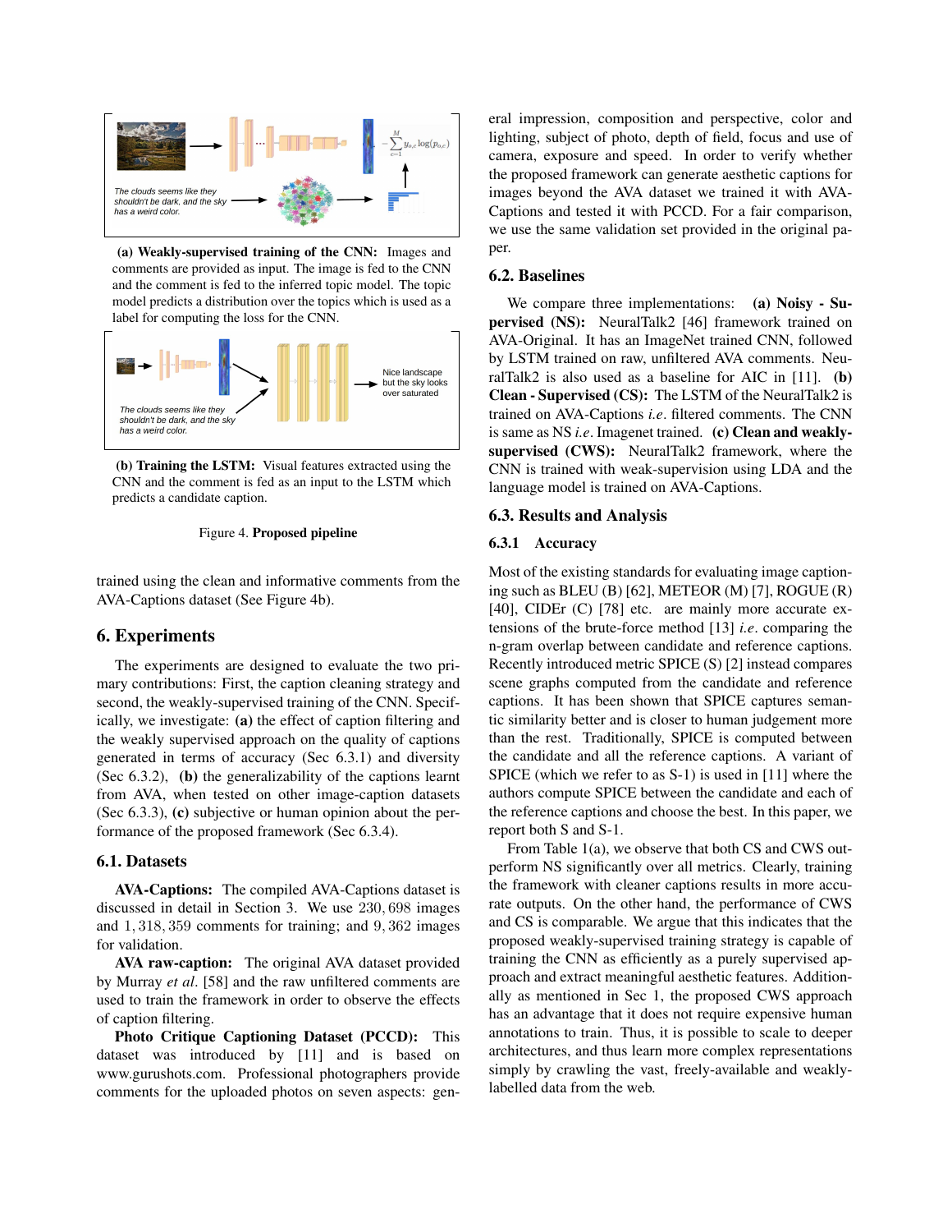(a) **Weakly-supervised training of the CNN:** Images and comments are provided as input. The image is fed to the CNN and the comment is fed to the inferred topic model. The topic model predicts a distribution over the topics which is used as a label for computing the loss for the CNN.

(b) **Training the LSTM:** Visual features extracted using the CNN and the comment is fed as an input to the LSTM which predicts a candidate caption.

Figure 4. **Proposed pipeline**

trained using the clean and informative comments from the AVA-Captions dataset (See Figure 4b).

## 6. Experiments

The experiments are designed to evaluate the two primary contributions: First, the caption cleaning strategy and second, the weakly-supervised training of the CNN. Specifically, we investigate: **(a)** the effect of caption filtering and the weakly supervised approach on the quality of captions generated in terms of accuracy (Sec 6.3.1) and diversity (Sec 6.3.2), **(b)** the generalizability of the captions learnt from AVA, when tested on other image-caption datasets (Sec 6.3.3), **(c)** subjective or human opinion about the performance of the proposed framework (Sec 6.3.4).

### 6.1. Datasets

**AVA-Captions:** The compiled AVA-Captions dataset is discussed in detail in Section 3. We use 230,698 images and 1,318,359 comments for training; and 9,362 images for validation.

**AVA raw-caption:** The original AVA dataset provided by Murray *et al*. [58] and the raw unfiltered comments are used to train the framework in order to observe the effects of caption filtering.

**Photo Critique Captioning Dataset (PCCD):** This dataset was introduced by [11] and is based on www.gurushots.com. Professional photographers provide comments for the uploaded photos on seven aspects: general impression, composition and perspective, color and lighting, subject of photo, depth of field, focus and use of camera, exposure and speed. In order to verify whether the proposed framework can generate aesthetic captions for images beyond the AVA dataset we trained it with AVA-Captions and tested it with PCCD. For a fair comparison, we use the same validation set provided in the original paper.

### 6.2. Baselines

We compare three implementations: **(a) Noisy - Supervised (NS):** NeuralTalk2 [46] framework trained on AVA-Original. It has an ImageNet trained CNN, followed by LSTM trained on raw, unfiltered AVA comments. NeuralTalk2 is also used as a baseline for AIC in [11]. **(b) Clean - Supervised (CS):** The LSTM of the NeuralTalk2 is trained on AVA-Captions *i.e*. filtered comments. The CNN is same as NS *i.e*. Imagenet trained. **(c) Clean and weakly-supervised (CWS):** NeuralTalk2 framework, where the CNN is trained with weak-supervision using LDA and the language model is trained on AVA-Captions.

### 6.3. Results and Analysis

#### 6.3.1 Accuracy

Most of the existing standards for evaluating image captioning such as BLEU (B) [62], METEOR (M) [7], ROGUE (R) [40], CIDEr (C) [78] etc. are mainly more accurate extensions of the brute-force method [13] *i.e*. comparing the n-gram overlap between candidate and reference captions. Recently introduced metric SPICE (S) [2] instead compares scene graphs computed from the candidate and reference captions. It has been shown that SPICE captures semantic similarity better and is closer to human judgement more than the rest. Traditionally, SPICE is computed between the candidate and all the reference captions. A variant of SPICE (which we refer to as S-1) is used in [11] where the authors compute SPICE between the candidate and each of the reference captions and choose the best. In this paper, we report both S and S-1.

From Table 1(a), we observe that both CS and CWS outperform NS significantly over all metrics. Clearly, training the framework with cleaner captions results in more accurate outputs. On the other hand, the performance of CWS and CS is comparable. We argue that this indicates that the proposed weakly-supervised training strategy is capable of training the CNN as efficiently as a purely supervised approach and extract meaningful aesthetic features. Additionally as mentioned in Sec 1, the proposed CWS approach has an advantage that it does not require expensive human annotations to train. Thus, it is possible to scale to deeper architectures, and thus learn more complex representations simply by crawling the vast, freely-available and weakly-labelled data from the web.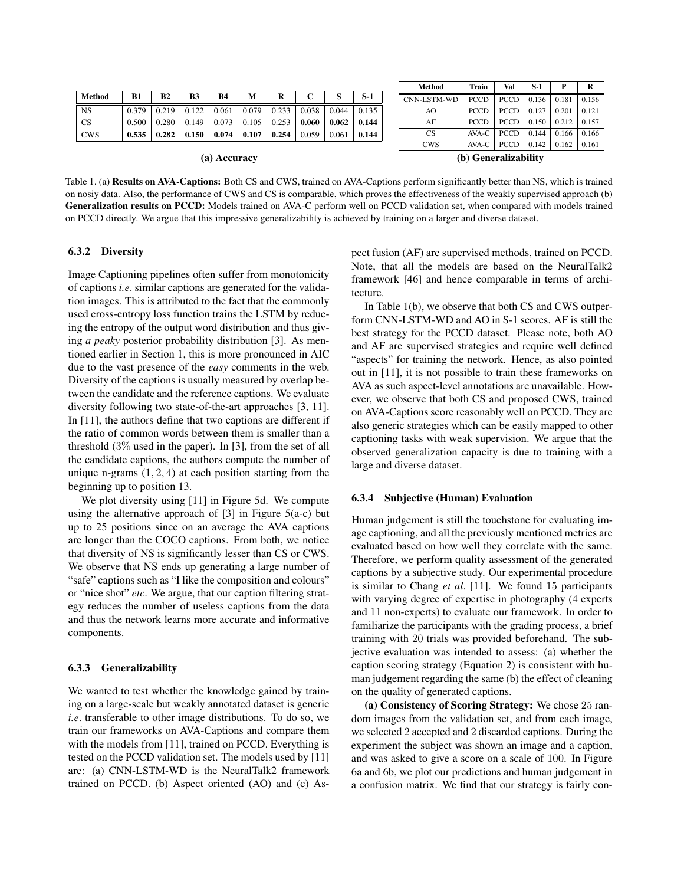| Method | B1 | B2 | B3 | B4 | M | R | C | S | S-1 |
|---|---|---|---|---|---|---|---|---|---|
| NS | 0.379 | 0.219 | 0.122 | 0.061 | 0.079 | 0.233 | 0.038 | 0.044 | 0.135 |
| CS | 0.500 | 0.280 | 0.149 | 0.073 | 0.105 | 0.253 | **0.060** | **0.062** | **0.144** |
| CWS | **0.535** | **0.282** | **0.150** | **0.074** | **0.107** | **0.254** | 0.059 | 0.061 | **0.144** |

**(a) Accuracy**

| Method | Train | Val | S-1 | P | R |
|---|---|---|---|---|---|
| CNN-LSTM-WD | PCCD | PCCD | 0.136 | 0.181 | 0.156 |
| AO | PCCD | PCCD | 0.127 | 0.201 | 0.121 |
| AF | PCCD | PCCD | 0.150 | 0.212 | 0.157 |
| CS | AVA-C | PCCD | 0.144 | 0.166 | 0.166 |
| CWS | AVA-C | PCCD | 0.142 | 0.162 | 0.161 |

**(b) Generalizability**

Table 1. (a) **Results on AVA-Captions:** Both CS and CWS, trained on AVA-Captions perform significantly better than NS, which is trained on nosiy data. Also, the performance of CWS and CS is comparable, which proves the effectiveness of the weakly supervised approach (b) **Generalization results on PCCD:** Models trained on AVA-C perform well on PCCD validation set, when compared with models trained on PCCD directly. We argue that this impressive generalizability is achieved by training on a larger and diverse dataset.

#### 6.3.2 Diversity

Image Captioning pipelines often suffer from monotonicity of captions *i.e*. similar captions are generated for the validation images. This is attributed to the fact that the commonly used cross-entropy loss function trains the LSTM by reducing the entropy of the output word distribution and thus giving *a peaky* posterior probability distribution [3]. As mentioned earlier in Section 1, this is more pronounced in AIC due to the vast presence of the *easy* comments in the web. Diversity of the captions is usually measured by overlap between the candidate and the reference captions. We evaluate diversity following two state-of-the-art approaches [3, 11]. In [11], the authors define that two captions are different if the ratio of common words between them is smaller than a threshold ($3\%$ used in the paper). In [3], from the set of all the candidate captions, the authors compute the number of unique n-grams $(1, 2, 4)$ at each position starting from the beginning up to position 13.

We plot diversity using [11] in Figure 5d. We compute using the alternative approach of [3] in Figure 5(a-c) but up to 25 positions since on an average the AVA captions are longer than the COCO captions. From both, we notice that diversity of NS is significantly lesser than CS or CWS. We observe that NS ends up generating a large number of "safe" captions such as "I like the composition and colours" or "nice shot" *etc*. We argue, that our caption filtering strategy reduces the number of useless captions from the data and thus the network learns more accurate and informative components.

#### 6.3.3 Generalizability

We wanted to test whether the knowledge gained by training on a large-scale but weakly annotated dataset is generic *i.e*. transferable to other image distributions. To do so, we train our frameworks on AVA-Captions and compare them with the models from [11], trained on PCCD. Everything is tested on the PCCD validation set. The models used by [11] are: (a) CNN-LSTM-WD is the NeuralTalk2 framework trained on PCCD. (b) Aspect oriented (AO) and (c) Aspect fusion (AF) are supervised methods, trained on PCCD. Note, that all the models are based on the NeuralTalk2 framework [46] and hence comparable in terms of architecture.

In Table 1(b), we observe that both CS and CWS outperform CNN-LSTM-WD and AO in S-1 scores. AF is still the best strategy for the PCCD dataset. Please note, both AO and AF are supervised strategies and require well defined "aspects" for training the network. Hence, as also pointed out in [11], it is not possible to train these frameworks on AVA as such aspect-level annotations are unavailable. However, we observe that both CS and proposed CWS, trained on AVA-Captions score reasonably well on PCCD. They are also generic strategies which can be easily mapped to other captioning tasks with weak supervision. We argue that the observed generalization capacity is due to training with a large and diverse dataset.

#### 6.3.4 Subjective (Human) Evaluation

Human judgement is still the touchstone for evaluating image captioning, and all the previously mentioned metrics are evaluated based on how well they correlate with the same. Therefore, we perform quality assessment of the generated captions by a subjective study. Our experimental procedure is similar to Chang *et al*. [11]. We found 15 participants with varying degree of expertise in photography (4 experts and 11 non-experts) to evaluate our framework. In order to familiarize the participants with the grading process, a brief training with 20 trials was provided beforehand. The subjective evaluation was intended to assess: (a) whether the caption scoring strategy (Equation 2) is consistent with human judgement regarding the same (b) the effect of cleaning on the quality of generated captions.

**(a) Consistency of Scoring Strategy:** We chose 25 random images from the validation set, and from each image, we selected 2 accepted and 2 discarded captions. During the experiment the subject was shown an image and a caption, and was asked to give a score on a scale of 100. In Figure 6a and 6b, we plot our predictions and human judgement in a confusion matrix. We find that our strategy is fairly con-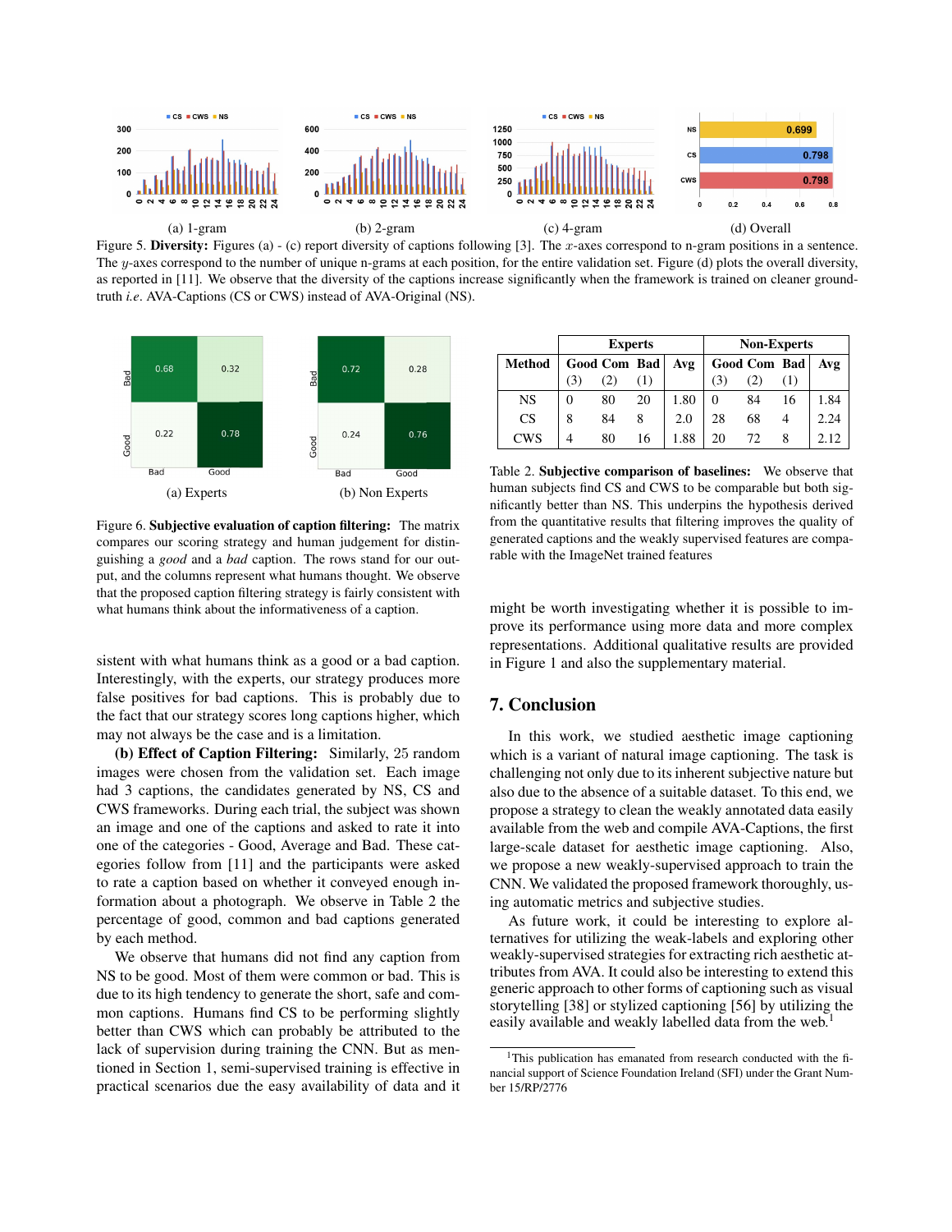(a) 1-gram

(b) 2-gram

(c) 4-gram

(d) Overall

Figure 5. **Diversity:** Figures (a) - (c) report diversity of captions following [3]. The $x$-axes correspond to n-gram positions in a sentence. The $y$-axes correspond to the number of unique n-grams at each position, for the entire validation set. Figure (d) plots the overall diversity, as reported in [11]. We observe that the diversity of the captions increase significantly when the framework is trained on cleaner ground-truth *i.e*. AVA-Captions (CS or CWS) instead of AVA-Original (NS).

(a) Experts

(b) Non Experts

Figure 6. **Subjective evaluation of caption filtering:** The matrix compares our scoring strategy and human judgement for distinguishing a *good* and a *bad* caption. The rows stand for our output, and the columns represent what humans thought. We observe that the proposed caption filtering strategy is fairly consistent with what humans think about the informativeness of a caption.

sistent with what humans think as a good or a bad caption. Interestingly, with the experts, our strategy produces more false positives for bad captions. This is probably due to the fact that our strategy scores long captions higher, which may not always be the case and is a limitation.

**(b) Effect of Caption Filtering:** Similarly, 25 random images were chosen from the validation set. Each image had 3 captions, the candidates generated by NS, CS and CWS frameworks. During each trial, the subject was shown an image and one of the captions and asked to rate it into one of the categories - Good, Average and Bad. These categories follow from [11] and the participants were asked to rate a caption based on whether it conveyed enough information about a photograph. We observe in Table 2 the percentage of good, common and bad captions generated by each method.

We observe that humans did not find any caption from NS to be good. Most of them were common or bad. This is due to its high tendency to generate the short, safe and common captions. Humans find CS to be performing slightly better than CWS which can probably be attributed to the lack of supervision during training the CNN. But as mentioned in Section 1, semi-supervised training is effective in practical scenarios due the easy availability of data and it might be worth investigating whether it is possible to improve its performance using more data and more complex representations. Additional qualitative results are provided in Figure 1 and also the supplementary material.

| Method | Experts | | | | Non-Experts | | | |
|---|---|---|---|---|---|---|---|---|
| | Good (3) | Com (2) | Bad (1) | Avg | Good (3) | Com (2) | Bad (1) | Avg |
| NS | 0 | 80 | 20 | 1.80 | 0 | 84 | 16 | 1.84 |
| CS | 8 | 84 | 8 | 2.0 | 28 | 68 | 4 | 2.24 |
| CWS | 4 | 80 | 16 | 1.88 | 20 | 72 | 8 | 2.12 |

Table 2. **Subjective comparison of baselines:** We observe that human subjects find CS and CWS to be comparable but both significantly better than NS. This underpins the hypothesis derived from the quantitative results that filtering improves the quality of generated captions and the weakly supervised features are comparable with the ImageNet trained features

## 7. Conclusion

In this work, we studied aesthetic image captioning which is a variant of natural image captioning. The task is challenging not only due to its inherent subjective nature but also due to the absence of a suitable dataset. To this end, we propose a strategy to clean the weakly annotated data easily available from the web and compile AVA-Captions, the first large-scale dataset for aesthetic image captioning. Also, we propose a new weakly-supervised approach to train the CNN. We validated the proposed framework thoroughly, using automatic metrics and subjective studies.

As future work, it could be interesting to explore alternatives for utilizing the weak-labels and exploring other weakly-supervised strategies for extracting rich aesthetic attributes from AVA. It could also be interesting to extend this generic approach to other forms of captioning such as visual storytelling [38] or stylized captioning [56] by utilizing the easily available and weakly labelled data from the web.[1]

[1] This publication has emanated from research conducted with the financial support of Science Foundation Ireland (SFI) under the Grant Number 15/RP/2776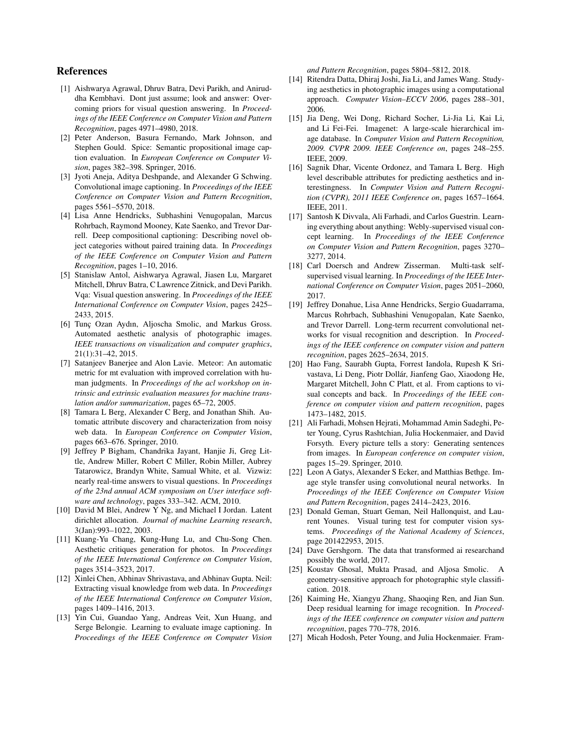## References

[1] Aishwarya Agrawal, Dhruv Batra, Devi Parikh, and Aniruddha Kembhavi. Dont just assume; look and answer: Overcoming priors for visual question answering. In *Proceedings of the IEEE Conference on Computer Vision and Pattern Recognition*, pages 4971–4980, 2018.

[2] Peter Anderson, Basura Fernando, Mark Johnson, and Stephen Gould. Spice: Semantic propositional image caption evaluation. In *European Conference on Computer Vision*, pages 382–398. Springer, 2016.

[3] Jyoti Aneja, Aditya Deshpande, and Alexander G Schwing. Convolutional image captioning. In *Proceedings of the IEEE Conference on Computer Vision and Pattern Recognition*, pages 5561–5570, 2018.

[4] Lisa Anne Hendricks, Subhashini Venugopalan, Marcus Rohrbach, Raymond Mooney, Kate Saenko, and Trevor Darrell. Deep compositional captioning: Describing novel object categories without paired training data. In *Proceedings of the IEEE Conference on Computer Vision and Pattern Recognition*, pages 1–10, 2016.

[5] Stanislaw Antol, Aishwarya Agrawal, Jiasen Lu, Margaret Mitchell, Dhruv Batra, C Lawrence Zitnick, and Devi Parikh. Vqa: Visual question answering. In *Proceedings of the IEEE International Conference on Computer Vision*, pages 2425–2433, 2015.

[6] Tunç Ozan Aydın, Aljoscha Smolic, and Markus Gross. Automated aesthetic analysis of photographic images. *IEEE transactions on visualization and computer graphics*, 21(1):31–42, 2015.

[7] Satanjeev Banerjee and Alon Lavie. Meteor: An automatic metric for mt evaluation with improved correlation with human judgments. In *Proceedings of the acl workshop on intrinsic and extrinsic evaluation measures for machine translation and/or summarization*, pages 65–72, 2005.

[8] Tamara L Berg, Alexander C Berg, and Jonathan Shih. Automatic attribute discovery and characterization from noisy web data. In *European Conference on Computer Vision*, pages 663–676. Springer, 2010.

[9] Jeffrey P Bigham, Chandrika Jayant, Hanjie Ji, Greg Little, Andrew Miller, Robert C Miller, Robin Miller, Aubrey Tatarowicz, Brandyn White, Samual White, et al. Vizwiz: nearly real-time answers to visual questions. In *Proceedings of the 23nd annual ACM symposium on User interface software and technology*, pages 333–342. ACM, 2010.

[10] David M Blei, Andrew Y Ng, and Michael I Jordan. Latent dirichlet allocation. *Journal of machine Learning research*, 3(Jan):993–1022, 2003.

[11] Kuang-Yu Chang, Kung-Hung Lu, and Chu-Song Chen. Aesthetic critiques generation for photos. In *Proceedings of the IEEE International Conference on Computer Vision*, pages 3514–3523, 2017.

[12] Xinlei Chen, Abhinav Shrivastava, and Abhinav Gupta. Neil: Extracting visual knowledge from web data. In *Proceedings of the IEEE International Conference on Computer Vision*, pages 1409–1416, 2013.

[13] Yin Cui, Guandao Yang, Andreas Veit, Xun Huang, and Serge Belongie. Learning to evaluate image captioning. In *Proceedings of the IEEE Conference on Computer Vision and Pattern Recognition*, pages 5804–5812, 2018.

[14] Ritendra Datta, Dhiraj Joshi, Jia Li, and James Wang. Studying aesthetics in photographic images using a computational approach. *Computer Vision–ECCV 2006*, pages 288–301, 2006.

[15] Jia Deng, Wei Dong, Richard Socher, Li-Jia Li, Kai Li, and Li Fei-Fei. Imagenet: A large-scale hierarchical image database. In *Computer Vision and Pattern Recognition, 2009. CVPR 2009. IEEE Conference on*, pages 248–255. IEEE, 2009.

[16] Sagnik Dhar, Vicente Ordonez, and Tamara L Berg. High level describable attributes for predicting aesthetics and interestingness. In *Computer Vision and Pattern Recognition (CVPR), 2011 IEEE Conference on*, pages 1657–1664. IEEE, 2011.

[17] Santosh K Divvala, Ali Farhadi, and Carlos Guestrin. Learning everything about anything: Webly-supervised visual concept learning. In *Proceedings of the IEEE Conference on Computer Vision and Pattern Recognition*, pages 3270–3277, 2014.

[18] Carl Doersch and Andrew Zisserman. Multi-task self-supervised visual learning. In *Proceedings of the IEEE International Conference on Computer Vision*, pages 2051–2060, 2017.

[19] Jeffrey Donahue, Lisa Anne Hendricks, Sergio Guadarrama, Marcus Rohrbach, Subhashini Venugopalan, Kate Saenko, and Trevor Darrell. Long-term recurrent convolutional networks for visual recognition and description. In *Proceedings of the IEEE conference on computer vision and pattern recognition*, pages 2625–2634, 2015.

[20] Hao Fang, Saurabh Gupta, Forrest Iandola, Rupesh K Srivastava, Li Deng, Piotr Dollár, Jianfeng Gao, Xiaodong He, Margaret Mitchell, John C Platt, et al. From captions to visual concepts and back. In *Proceedings of the IEEE conference on computer vision and pattern recognition*, pages 1473–1482, 2015.

[21] Ali Farhadi, Mohsen Hejrati, Mohammad Amin Sadeghi, Peter Young, Cyrus Rashtchian, Julia Hockenmaier, and David Forsyth. Every picture tells a story: Generating sentences from images. In *European conference on computer vision*, pages 15–29. Springer, 2010.

[22] Leon A Gatys, Alexander S Ecker, and Matthias Bethge. Image style transfer using convolutional neural networks. In *Proceedings of the IEEE Conference on Computer Vision and Pattern Recognition*, pages 2414–2423, 2016.

[23] Donald Geman, Stuart Geman, Neil Hallonquist, and Laurent Younes. Visual turing test for computer vision systems. *Proceedings of the National Academy of Sciences*, page 201422953, 2015.

[24] Dave Gershgorn. The data that transformed ai researchand possibly the world, 2017.

[25] Koustav Ghosal, Mukta Prasad, and Aljosa Smolic. A geometry-sensitive approach for photographic style classification. 2018.

[26] Kaiming He, Xiangyu Zhang, Shaoqing Ren, and Jian Sun. Deep residual learning for image recognition. In *Proceedings of the IEEE conference on computer vision and pattern recognition*, pages 770–778, 2016.

[27] Micah Hodosh, Peter Young, and Julia Hockenmaier. Fram-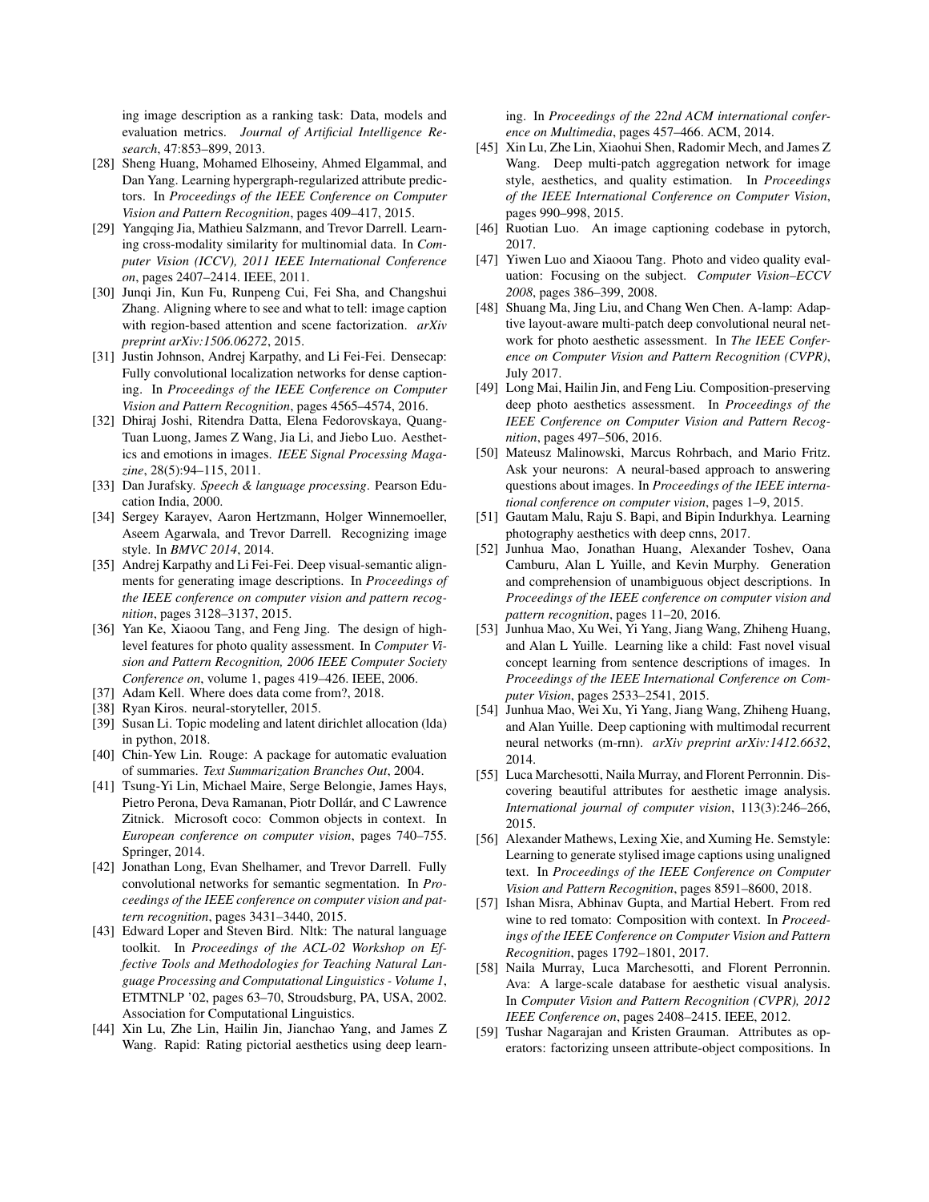ing image description as a ranking task: Data, models and evaluation metrics. *Journal of Artificial Intelligence Research*, 47:853–899, 2013.

[28] Sheng Huang, Mohamed Elhoseiny, Ahmed Elgammal, and Dan Yang. Learning hypergraph-regularized attribute predictors. In *Proceedings of the IEEE Conference on Computer Vision and Pattern Recognition*, pages 409–417, 2015.

[29] Yangqing Jia, Mathieu Salzmann, and Trevor Darrell. Learning cross-modality similarity for multinomial data. In *Computer Vision (ICCV), 2011 IEEE International Conference on*, pages 2407–2414. IEEE, 2011.

[30] Junqi Jin, Kun Fu, Runpeng Cui, Fei Sha, and Changshui Zhang. Aligning where to see and what to tell: image caption with region-based attention and scene factorization. *arXiv preprint arXiv:1506.06272*, 2015.

[31] Justin Johnson, Andrej Karpathy, and Li Fei-Fei. Densecap: Fully convolutional localization networks for dense captioning. In *Proceedings of the IEEE Conference on Computer Vision and Pattern Recognition*, pages 4565–4574, 2016.

[32] Dhiraj Joshi, Ritendra Datta, Elena Fedorovskaya, Quang-Tuan Luong, James Z Wang, Jia Li, and Jiebo Luo. Aesthetics and emotions in images. *IEEE Signal Processing Magazine*, 28(5):94–115, 2011.

[33] Dan Jurafsky. *Speech & language processing*. Pearson Education India, 2000.

[34] Sergey Karayev, Aaron Hertzmann, Holger Winnemoeller, Aseem Agarwala, and Trevor Darrell. Recognizing image style. In *BMVC 2014*, 2014.

[35] Andrej Karpathy and Li Fei-Fei. Deep visual-semantic alignments for generating image descriptions. In *Proceedings of the IEEE conference on computer vision and pattern recognition*, pages 3128–3137, 2015.

[36] Yan Ke, Xiaoou Tang, and Feng Jing. The design of high-level features for photo quality assessment. In *Computer Vision and Pattern Recognition, 2006 IEEE Computer Society Conference on*, volume 1, pages 419–426. IEEE, 2006.

[37] Adam Kell. Where does data come from?, 2018.

[38] Ryan Kiros. neural-storyteller, 2015.

[39] Susan Li. Topic modeling and latent dirichlet allocation (lda) in python, 2018.

[40] Chin-Yew Lin. Rouge: A package for automatic evaluation of summaries. *Text Summarization Branches Out*, 2004.

[41] Tsung-Yi Lin, Michael Maire, Serge Belongie, James Hays, Pietro Perona, Deva Ramanan, Piotr Dollár, and C Lawrence Zitnick. Microsoft coco: Common objects in context. In *European conference on computer vision*, pages 740–755. Springer, 2014.

[42] Jonathan Long, Evan Shelhamer, and Trevor Darrell. Fully convolutional networks for semantic segmentation. In *Proceedings of the IEEE conference on computer vision and pattern recognition*, pages 3431–3440, 2015.

[43] Edward Loper and Steven Bird. Nltk: The natural language toolkit. In *Proceedings of the ACL-02 Workshop on Effective Tools and Methodologies for Teaching Natural Language Processing and Computational Linguistics - Volume 1*, ETMTNLP '02, pages 63–70, Stroudsburg, PA, USA, 2002. Association for Computational Linguistics.

[44] Xin Lu, Zhe Lin, Hailin Jin, Jianchao Yang, and James Z Wang. Rapid: Rating pictorial aesthetics using deep learning. In *Proceedings of the 22nd ACM international conference on Multimedia*, pages 457–466. ACM, 2014.

[45] Xin Lu, Zhe Lin, Xiaohui Shen, Radomir Mech, and James Z Wang. Deep multi-patch aggregation network for image style, aesthetics, and quality estimation. In *Proceedings of the IEEE International Conference on Computer Vision*, pages 990–998, 2015.

[46] Ruotian Luo. An image captioning codebase in pytorch, 2017.

[47] Yiwen Luo and Xiaoou Tang. Photo and video quality evaluation: Focusing on the subject. *Computer Vision–ECCV 2008*, pages 386–399, 2008.

[48] Shuang Ma, Jing Liu, and Chang Wen Chen. A-lamp: Adaptive layout-aware multi-patch deep convolutional neural network for photo aesthetic assessment. In *The IEEE Conference on Computer Vision and Pattern Recognition (CVPR)*, July 2017.

[49] Long Mai, Hailin Jin, and Feng Liu. Composition-preserving deep photo aesthetics assessment. In *Proceedings of the IEEE Conference on Computer Vision and Pattern Recognition*, pages 497–506, 2016.

[50] Mateusz Malinowski, Marcus Rohrbach, and Mario Fritz. Ask your neurons: A neural-based approach to answering questions about images. In *Proceedings of the IEEE international conference on computer vision*, pages 1–9, 2015.

[51] Gautam Malu, Raju S. Bapi, and Bipin Indurkhya. Learning photography aesthetics with deep cnns, 2017.

[52] Junhua Mao, Jonathan Huang, Alexander Toshev, Oana Camburu, Alan L Yuille, and Kevin Murphy. Generation and comprehension of unambiguous object descriptions. In *Proceedings of the IEEE conference on computer vision and pattern recognition*, pages 11–20, 2016.

[53] Junhua Mao, Xu Wei, Yi Yang, Jiang Wang, Zhiheng Huang, and Alan L Yuille. Learning like a child: Fast novel visual concept learning from sentence descriptions of images. In *Proceedings of the IEEE International Conference on Computer Vision*, pages 2533–2541, 2015.

[54] Junhua Mao, Wei Xu, Yi Yang, Jiang Wang, Zhiheng Huang, and Alan Yuille. Deep captioning with multimodal recurrent neural networks (m-rnn). *arXiv preprint arXiv:1412.6632*, 2014.

[55] Luca Marchesotti, Naila Murray, and Florent Perronnin. Discovering beautiful attributes for aesthetic image analysis. *International journal of computer vision*, 113(3):246–266, 2015.

[56] Alexander Mathews, Lexing Xie, and Xuming He. Semstyle: Learning to generate stylised image captions using unaligned text. In *Proceedings of the IEEE Conference on Computer Vision and Pattern Recognition*, pages 8591–8600, 2018.

[57] Ishan Misra, Abhinav Gupta, and Martial Hebert. From red wine to red tomato: Composition with context. In *Proceedings of the IEEE Conference on Computer Vision and Pattern Recognition*, pages 1792–1801, 2017.

[58] Naila Murray, Luca Marchesotti, and Florent Perronnin. Ava: A large-scale database for aesthetic visual analysis. In *Computer Vision and Pattern Recognition (CVPR), 2012 IEEE Conference on*, pages 2408–2415. IEEE, 2012.

[59] Tushar Nagarajan and Kristen Grauman. Attributes as operators: factorizing unseen attribute-object compositions. In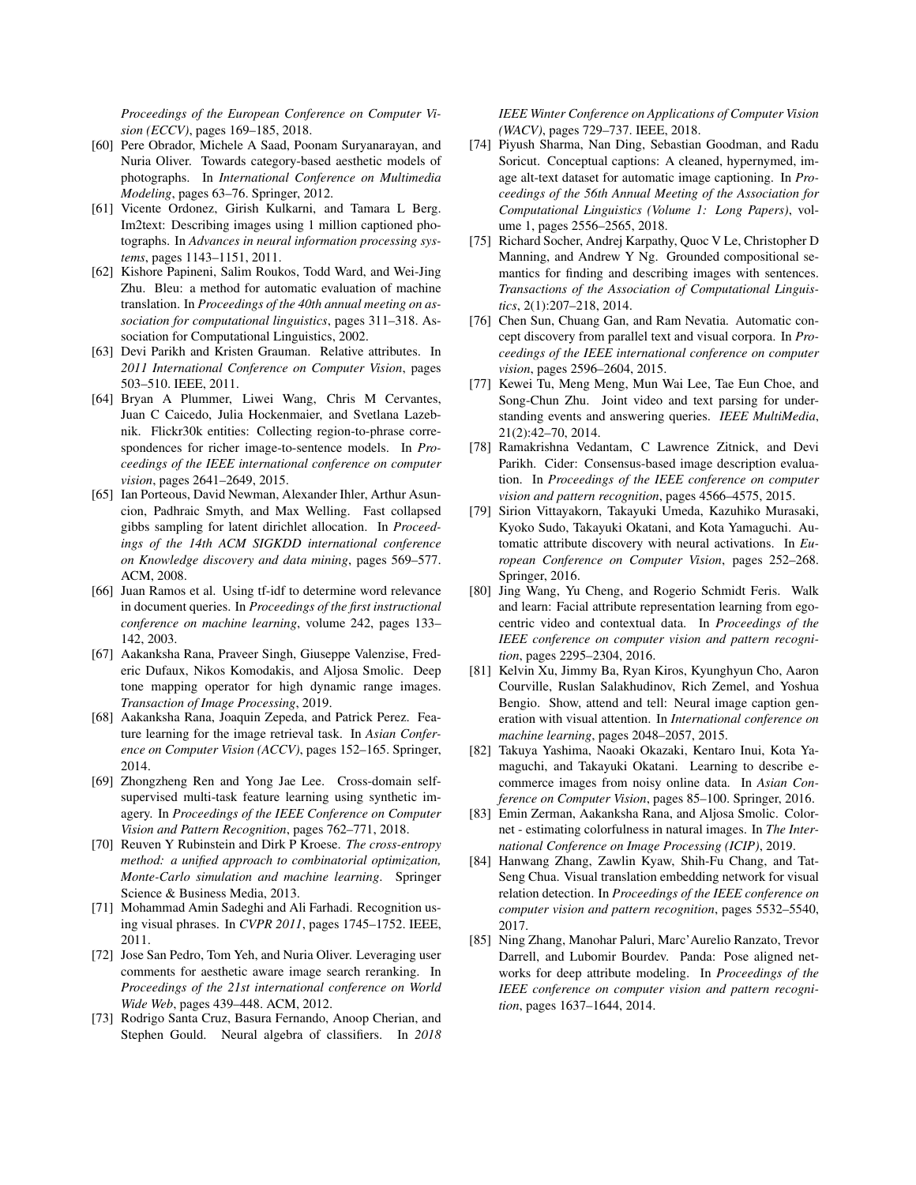*Proceedings of the European Conference on Computer Vision (ECCV)*, pages 169–185, 2018.

[60] Pere Obrador, Michele A Saad, Poonam Suryanarayan, and Nuria Oliver. Towards category-based aesthetic models of photographs. In *International Conference on Multimedia Modeling*, pages 63–76. Springer, 2012.

[61] Vicente Ordonez, Girish Kulkarni, and Tamara L Berg. Im2text: Describing images using 1 million captioned photographs. In *Advances in neural information processing systems*, pages 1143–1151, 2011.

[62] Kishore Papineni, Salim Roukos, Todd Ward, and Wei-Jing Zhu. Bleu: a method for automatic evaluation of machine translation. In *Proceedings of the 40th annual meeting on association for computational linguistics*, pages 311–318. Association for Computational Linguistics, 2002.

[63] Devi Parikh and Kristen Grauman. Relative attributes. In *2011 International Conference on Computer Vision*, pages 503–510. IEEE, 2011.

[64] Bryan A Plummer, Liwei Wang, Chris M Cervantes, Juan C Caicedo, Julia Hockenmaier, and Svetlana Lazebnik. Flickr30k entities: Collecting region-to-phrase correspondences for richer image-to-sentence models. In *Proceedings of the IEEE international conference on computer vision*, pages 2641–2649, 2015.

[65] Ian Porteous, David Newman, Alexander Ihler, Arthur Asuncion, Padhraic Smyth, and Max Welling. Fast collapsed gibbs sampling for latent dirichlet allocation. In *Proceedings of the 14th ACM SIGKDD international conference on Knowledge discovery and data mining*, pages 569–577. ACM, 2008.

[66] Juan Ramos et al. Using tf-idf to determine word relevance in document queries. In *Proceedings of the first instructional conference on machine learning*, volume 242, pages 133–142, 2003.

[67] Aakanksha Rana, Praveer Singh, Giuseppe Valenzise, Frederic Dufaux, Nikos Komodakis, and Aljosa Smolic. Deep tone mapping operator for high dynamic range images. *Transaction of Image Processing*, 2019.

[68] Aakanksha Rana, Joaquin Zepeda, and Patrick Perez. Feature learning for the image retrieval task. In *Asian Conference on Computer Vision (ACCV)*, pages 152–165. Springer, 2014.

[69] Zhongzheng Ren and Yong Jae Lee. Cross-domain self-supervised multi-task feature learning using synthetic imagery. In *Proceedings of the IEEE Conference on Computer Vision and Pattern Recognition*, pages 762–771, 2018.

[70] Reuven Y Rubinstein and Dirk P Kroese. *The cross-entropy method: a unified approach to combinatorial optimization, Monte-Carlo simulation and machine learning*. Springer Science & Business Media, 2013.

[71] Mohammad Amin Sadeghi and Ali Farhadi. Recognition using visual phrases. In *CVPR 2011*, pages 1745–1752. IEEE, 2011.

[72] Jose San Pedro, Tom Yeh, and Nuria Oliver. Leveraging user comments for aesthetic aware image search reranking. In *Proceedings of the 21st international conference on World Wide Web*, pages 439–448. ACM, 2012.

[73] Rodrigo Santa Cruz, Basura Fernando, Anoop Cherian, and Stephen Gould. Neural algebra of classifiers. In *2018 IEEE Winter Conference on Applications of Computer Vision (WACV)*, pages 729–737. IEEE, 2018.

[74] Piyush Sharma, Nan Ding, Sebastian Goodman, and Radu Soricut. Conceptual captions: A cleaned, hypernymed, image alt-text dataset for automatic image captioning. In *Proceedings of the 56th Annual Meeting of the Association for Computational Linguistics (Volume 1: Long Papers)*, volume 1, pages 2556–2565, 2018.

[75] Richard Socher, Andrej Karpathy, Quoc V Le, Christopher D Manning, and Andrew Y Ng. Grounded compositional semantics for finding and describing images with sentences. *Transactions of the Association of Computational Linguistics*, 2(1):207–218, 2014.

[76] Chen Sun, Chuang Gan, and Ram Nevatia. Automatic concept discovery from parallel text and visual corpora. In *Proceedings of the IEEE international conference on computer vision*, pages 2596–2604, 2015.

[77] Kewei Tu, Meng Meng, Mun Wai Lee, Tae Eun Choe, and Song-Chun Zhu. Joint video and text parsing for understanding events and answering queries. *IEEE MultiMedia*, 21(2):42–70, 2014.

[78] Ramakrishna Vedantam, C Lawrence Zitnick, and Devi Parikh. Cider: Consensus-based image description evaluation. In *Proceedings of the IEEE conference on computer vision and pattern recognition*, pages 4566–4575, 2015.

[79] Sirion Vittayakorn, Takayuki Umeda, Kazuhiko Murasaki, Kyoko Sudo, Takayuki Okatani, and Kota Yamaguchi. Automatic attribute discovery with neural activations. In *European Conference on Computer Vision*, pages 252–268. Springer, 2016.

[80] Jing Wang, Yu Cheng, and Rogerio Schmidt Feris. Walk and learn: Facial attribute representation learning from egocentric video and contextual data. In *Proceedings of the IEEE conference on computer vision and pattern recognition*, pages 2295–2304, 2016.

[81] Kelvin Xu, Jimmy Ba, Ryan Kiros, Kyunghyun Cho, Aaron Courville, Ruslan Salakhudinov, Rich Zemel, and Yoshua Bengio. Show, attend and tell: Neural image caption generation with visual attention. In *International conference on machine learning*, pages 2048–2057, 2015.

[82] Takuya Yashima, Naoaki Okazaki, Kentaro Inui, Kota Yamaguchi, and Takayuki Okatani. Learning to describe e-commerce images from noisy online data. In *Asian Conference on Computer Vision*, pages 85–100. Springer, 2016.

[83] Emin Zerman, Aakanksha Rana, and Aljosa Smolic. Colornet - estimating colorfulness in natural images. In *The International Conference on Image Processing (ICIP)*, 2019.

[84] Hanwang Zhang, Zawlin Kyaw, Shih-Fu Chang, and Tat-Seng Chua. Visual translation embedding network for visual relation detection. In *Proceedings of the IEEE conference on computer vision and pattern recognition*, pages 5532–5540, 2017.

[85] Ning Zhang, Manohar Paluri, Marc'Aurelio Ranzato, Trevor Darrell, and Lubomir Bourdev. Panda: Pose aligned networks for deep attribute modeling. In *Proceedings of the IEEE conference on computer vision and pattern recognition*, pages 1637–1644, 2014.